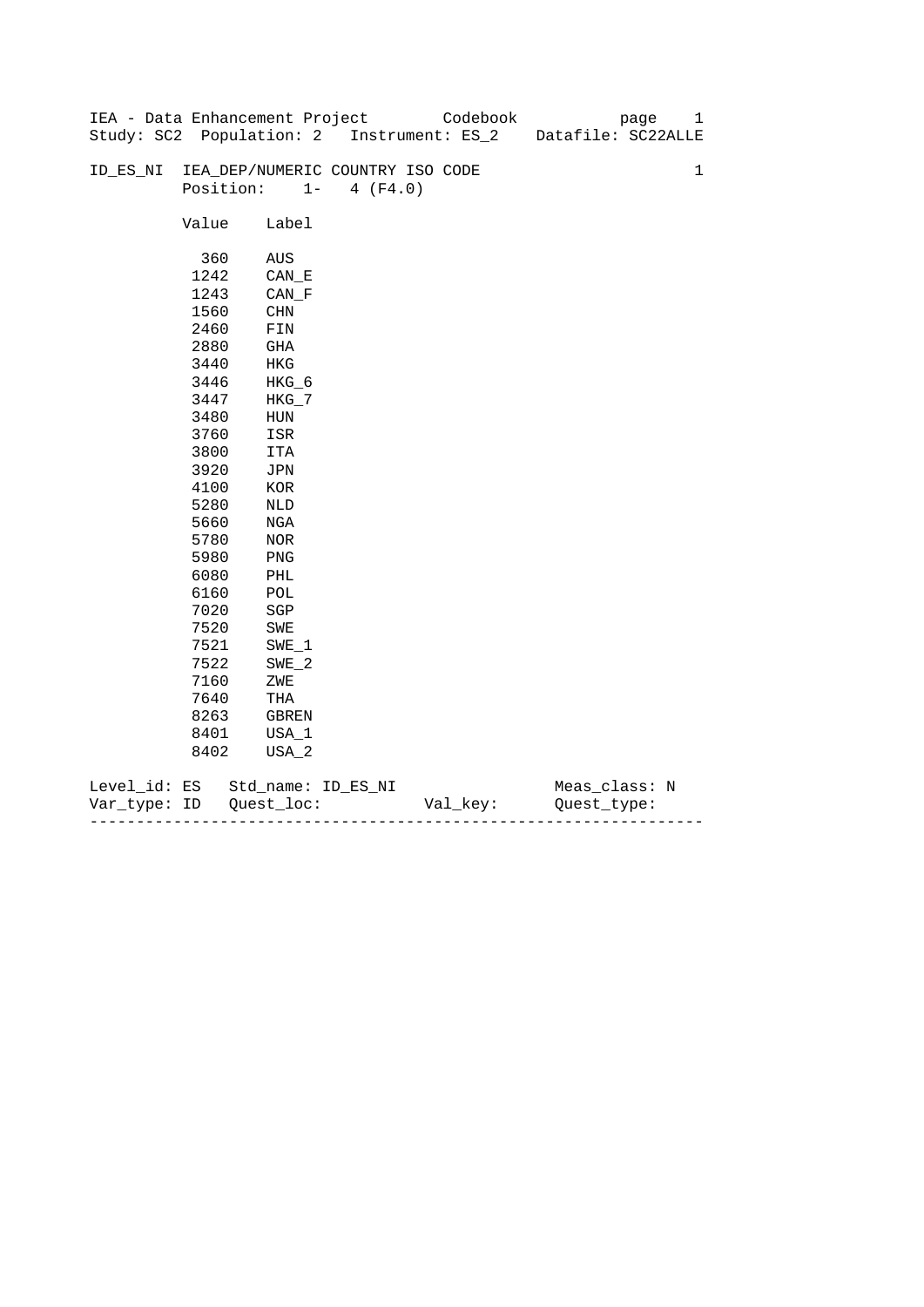IEA - Data Enhancement Project Codebook
Study: SC2 Population: 2 Instrument: ES_2 Datafile: SC22ALLE

ID_ES_NI IEA_DEP/NUMERIC COUNTRY ISO CODE 1
Position: 1- 4 (F4.0)

| Value | Label |
|---|---|
| 360 | AUS |
| 1242 | CAN_E |
| 1243 | CAN_F |
| 1560 | CHN |
| 2460 | FIN |
| 2880 | GHA |
| 3440 | HKG |
| 3446 | HKG_6 |
| 3447 | HKG_7 |
| 3480 | HUN |
| 3760 | ISR |
| 3800 | ITA |
| 3920 | JPN |
| 4100 | KOR |
| 5280 | NLD |
| 5660 | NGA |
| 5780 | NOR |
| 5980 | PNG |
| 6080 | PHL |
| 6160 | POL |
| 7020 | SGP |
| 7520 | SWE |
| 7521 | SWE_1 |
| 7522 | SWE_2 |
| 7160 | ZWE |
| 7640 | THA |
| 8263 | GBREN |
| 8401 | USA_1 |
| 8402 | USA_2 |

Level_id: ES Std_name: ID_ES_NI Meas_class: N
Var_type: ID Quest_loc: Val_key: Quest_type:

---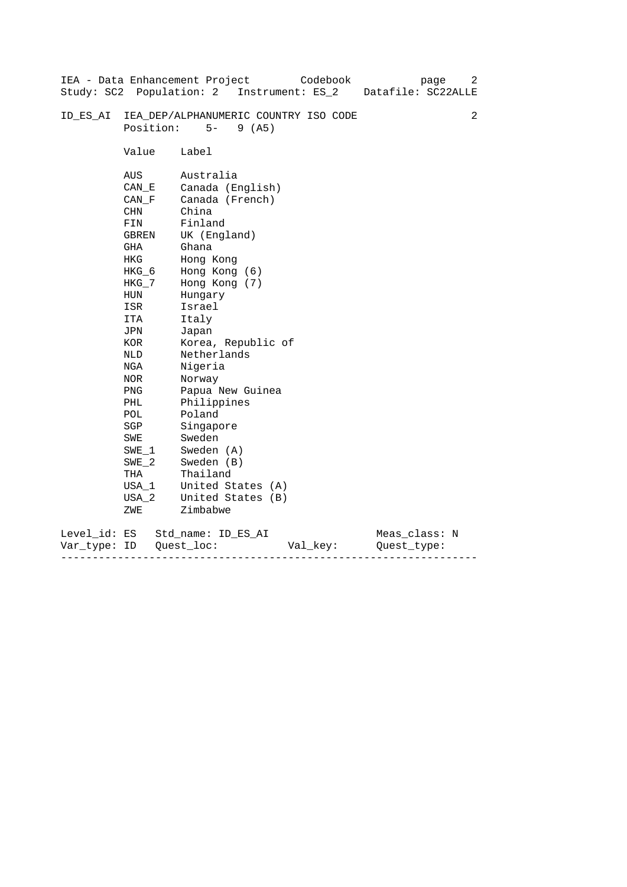ID_ES_AI IEA_DEP/ALPHANUMERIC COUNTRY ISO CODE 2

Position: 5- 9 (A5)

| Value | Label |
|---|---|
| AUS | Australia |
| CAN_E | Canada (English) |
| CAN_F | Canada (French) |
| CHN | China |
| FIN | Finland |
| GBREN | UK (England) |
| GHA | Ghana |
| HKG | Hong Kong |
| HKG_6 | Hong Kong (6) |
| HKG_7 | Hong Kong (7) |
| HUN | Hungary |
| ISR | Israel |
| ITA | Italy |
| JPN | Japan |
| KOR | Korea, Republic of |
| NLD | Netherlands |
| NGA | Nigeria |
| NOR | Norway |
| PNG | Papua New Guinea |
| PHL | Philippines |
| POL | Poland |
| SGP | Singapore |
| SWE | Sweden |
| SWE_1 | Sweden (A) |
| SWE_2 | Sweden (B) |
| THA | Thailand |
| USA_1 | United States (A) |
| USA_2 | United States (B) |
| ZWE | Zimbabwe |

Level_id: ES   Std_name: ID_ES_AI   Meas_class: N
Var_type: ID   Quest_loc:   Val_key:   Quest_type: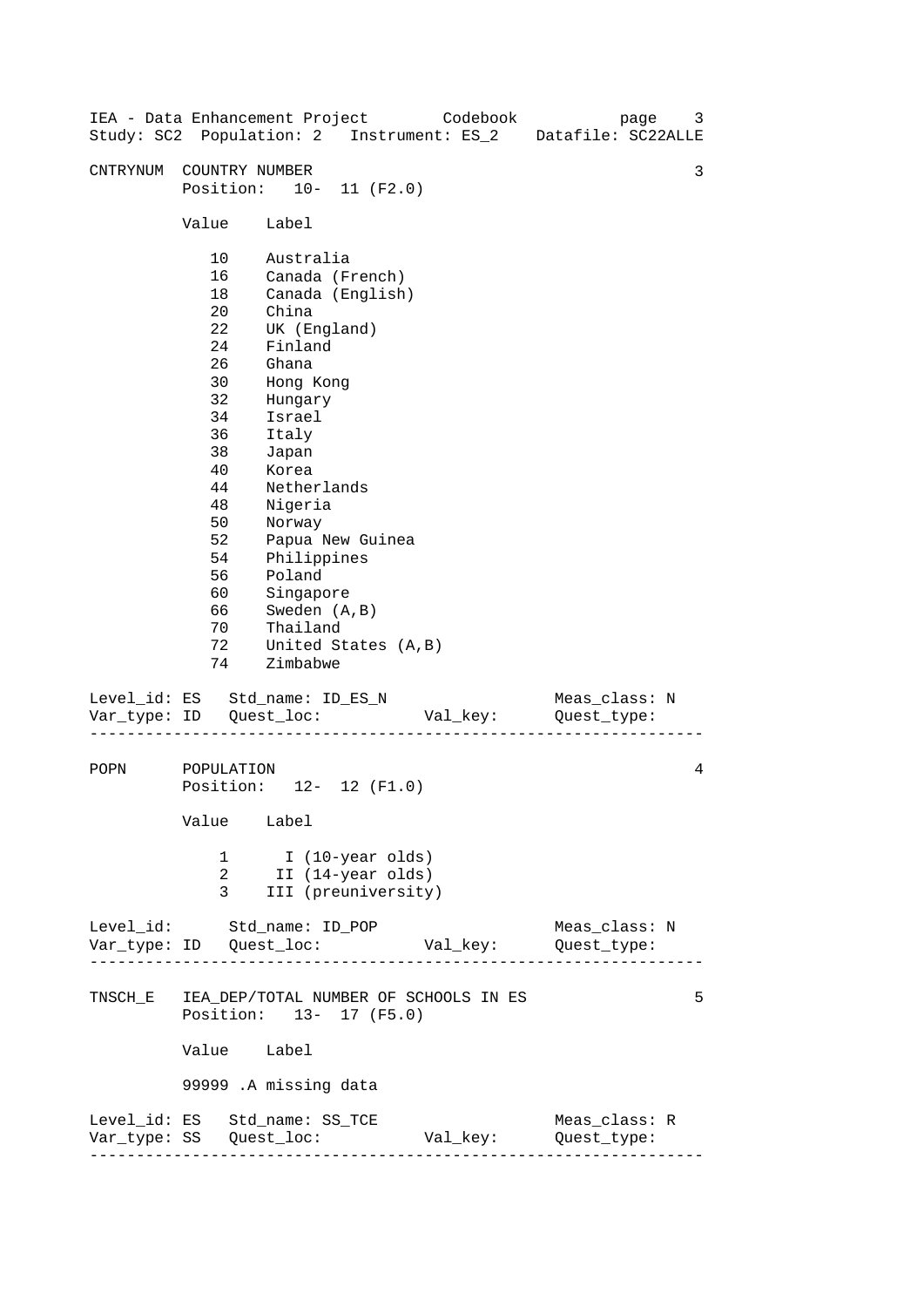CNTRYNUM COUNTRY NUMBER 3
Position: 10- 11 (F2.0)

| Value | Label |
|---|---|
| 10 | Australia |
| 16 | Canada (French) |
| 18 | Canada (English) |
| 20 | China |
| 22 | UK (England) |
| 24 | Finland |
| 26 | Ghana |
| 30 | Hong Kong |
| 32 | Hungary |
| 34 | Israel |
| 36 | Italy |
| 38 | Japan |
| 40 | Korea |
| 44 | Netherlands |
| 48 | Nigeria |
| 50 | Norway |
| 52 | Papua New Guinea |
| 54 | Philippines |
| 56 | Poland |
| 60 | Singapore |
| 66 | Sweden (A,B) |
| 70 | Thailand |
| 72 | United States (A,B) |
| 74 | Zimbabwe |

```
Level_id: ES   Std_name: ID_ES_N                 Meas_class: N
Var_type: ID   Quest_loc:           Val_key:      Quest_type:
```

---

POPN POPULATION 4
Position: 12- 12 (F1.0)

| Value | Label |
|---|---|
| 1 | I (10-year olds) |
| 2 | II (14-year olds) |
| 3 | III (preuniversity) |

```
Level_id:      Std_name: ID_POP                  Meas_class: N
Var_type: ID   Quest_loc:           Val_key:      Quest_type:
```

---

TNSCH_E IEA_DEP/TOTAL NUMBER OF SCHOOLS IN ES 5
Position: 13- 17 (F5.0)

| Value | Label |
|---|---|
| 99999 | .A missing data |

```
Level_id: ES   Std_name: SS_TCE                  Meas_class: R
Var_type: SS   Quest_loc:           Val_key:      Quest_type:
```

---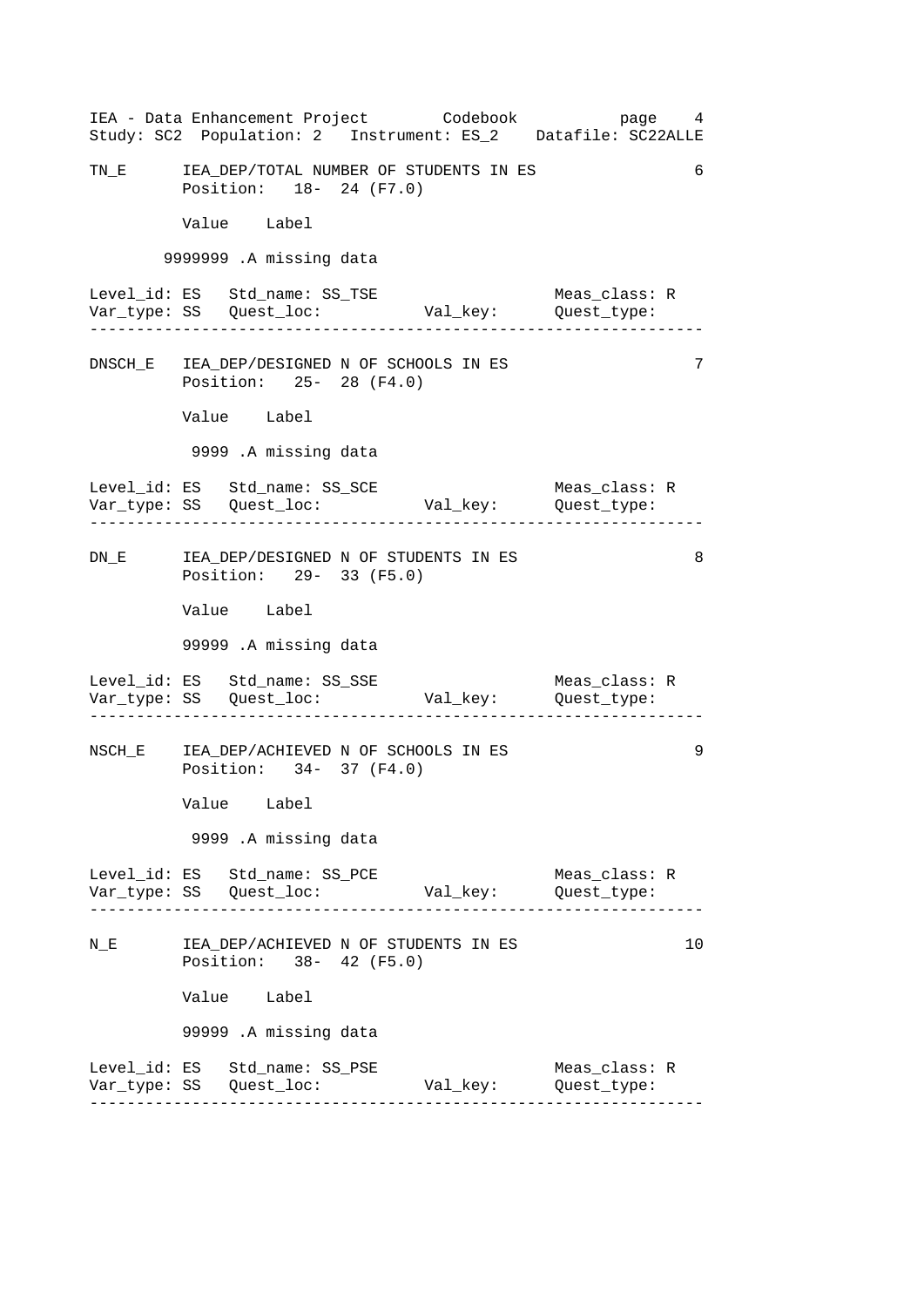```
TN_E      IEA_DEP/TOTAL NUMBER OF STUDENTS IN ES                    6
          Position:   18-  24 (F7.0)

          Value    Label

        9999999 .A missing data

Level_id: ES   Std_name: SS_TSE                    Meas_class: R
Var_type: SS   Quest_loc:           Val_key:       Quest_type:
-----------------------------------------------------------------

DNSCH_E   IEA_DEP/DESIGNED N OF SCHOOLS IN ES                       7
          Position:   25-  28 (F4.0)

          Value    Label

           9999 .A missing data

Level_id: ES   Std_name: SS_SCE                    Meas_class: R
Var_type: SS   Quest_loc:           Val_key:       Quest_type:
-----------------------------------------------------------------

DN_E      IEA_DEP/DESIGNED N OF STUDENTS IN ES                      8
          Position:   29-  33 (F5.0)

          Value    Label

          99999 .A missing data

Level_id: ES   Std_name: SS_SSE                    Meas_class: R
Var_type: SS   Quest_loc:           Val_key:       Quest_type:
-----------------------------------------------------------------

NSCH_E    IEA_DEP/ACHIEVED N OF SCHOOLS IN ES                       9
          Position:   34-  37 (F4.0)

          Value    Label

           9999 .A missing data

Level_id: ES   Std_name: SS_PCE                    Meas_class: R
Var_type: SS   Quest_loc:           Val_key:       Quest_type:
-----------------------------------------------------------------

N_E       IEA_DEP/ACHIEVED N OF STUDENTS IN ES                     10
          Position:   38-  42 (F5.0)

          Value    Label

          99999 .A missing data

Level_id: ES   Std_name: SS_PSE                    Meas_class: R
Var_type: SS   Quest_loc:           Val_key:       Quest_type:
-----------------------------------------------------------------
```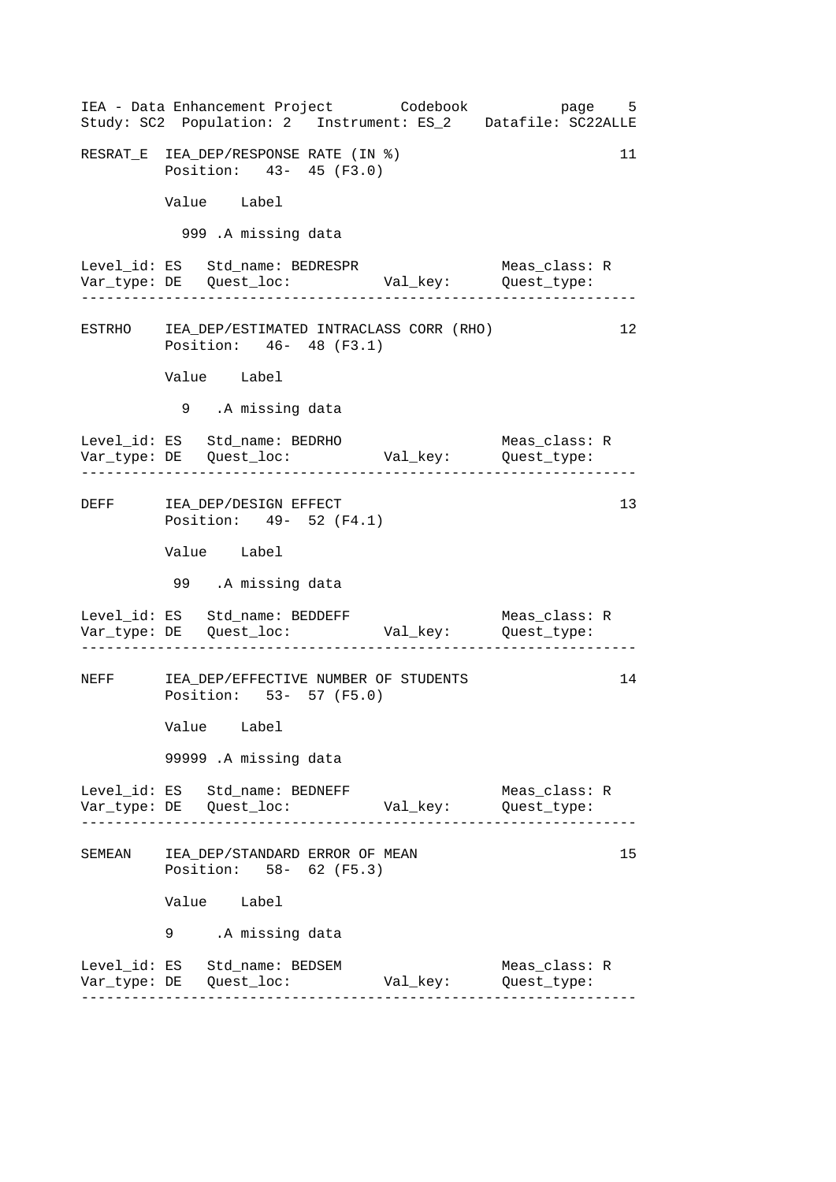```
RESRAT_E  IEA_DEP/RESPONSE RATE (IN %)                            11
          Position:   43-  45 (F3.0)

          Value    Label

            999 .A missing data

Level_id: ES   Std_name: BEDRESPR                 Meas_class: R
Var_type: DE   Quest_loc:           Val_key:      Quest_type:
-----------------------------------------------------------------

ESTRHO    IEA_DEP/ESTIMATED INTRACLASS CORR (RHO)                 12
          Position:   46-  48 (F3.1)

          Value    Label

            9   .A missing data

Level_id: ES   Std_name: BEDRHO                   Meas_class: R
Var_type: DE   Quest_loc:           Val_key:      Quest_type:
-----------------------------------------------------------------

DEFF      IEA_DEP/DESIGN EFFECT                                   13
          Position:   49-  52 (F4.1)

          Value    Label

           99   .A missing data

Level_id: ES   Std_name: BEDDEFF                  Meas_class: R
Var_type: DE   Quest_loc:           Val_key:      Quest_type:
-----------------------------------------------------------------

NEFF      IEA_DEP/EFFECTIVE NUMBER OF STUDENTS                    14
          Position:   53-  57 (F5.0)

          Value    Label

          99999 .A missing data

Level_id: ES   Std_name: BEDNEFF                  Meas_class: R
Var_type: DE   Quest_loc:           Val_key:      Quest_type:
-----------------------------------------------------------------

SEMEAN    IEA_DEP/STANDARD ERROR OF MEAN                          15
          Position:   58-  62 (F5.3)

          Value    Label

          9     .A missing data

Level_id: ES   Std_name: BEDSEM                   Meas_class: R
Var_type: DE   Quest_loc:           Val_key:      Quest_type:
-----------------------------------------------------------------
```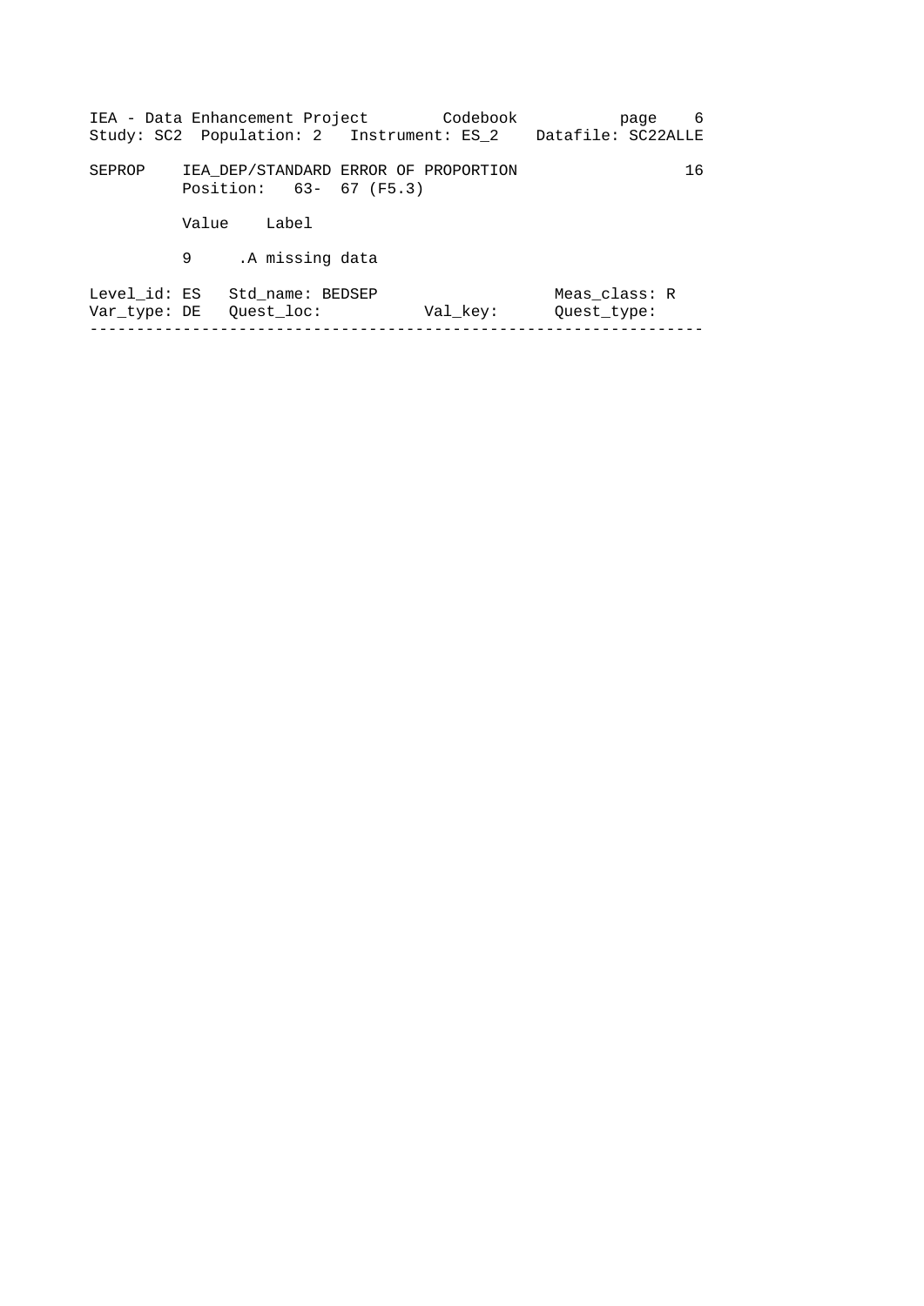SEPROP IEA_DEP/STANDARD ERROR OF PROPORTION 16
Position: 63- 67 (F5.3)

| Value | Label |
|---|---|
| 9 | .A missing data |

Level_id: ES Std_name: BEDSEP Meas_class: R
Var_type: DE Quest_loc: Val_key: Quest_type:

---